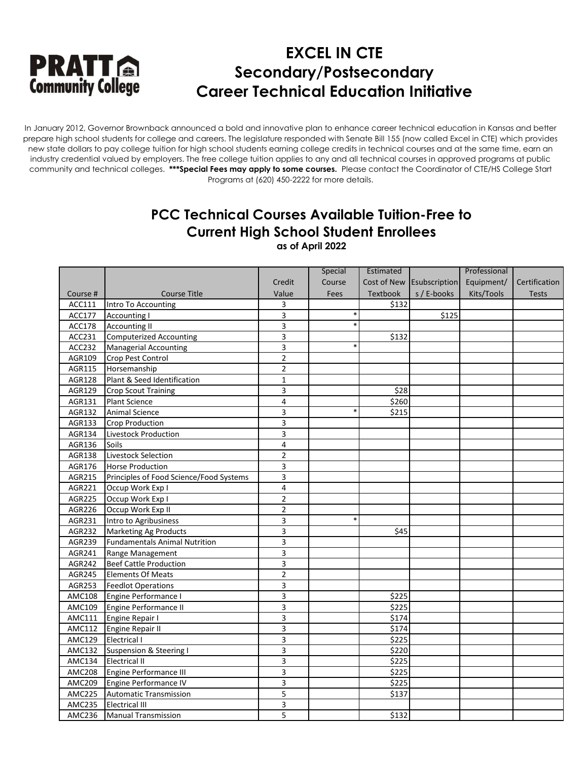**PRATT Community College**

# EXCEL IN CTE
# Secondary/Postsecondary
# Career Technical Education Initiative

In January 2012, Governor Brownback announced a bold and innovative plan to enhance career technical education in Kansas and better prepare high school students for college and careers. The legislature responded with Senate Bill 155 (now called Excel in CTE) which provides new state dollars to pay college tuition for high school students earning college credits in technical courses and at the same time, earn an industry credential valued by employers. The free college tuition applies to any and all technical courses in approved programs at public community and technical colleges. **\*\*\*Special Fees may apply to some courses.** Please contact the Coordinator of CTE/HS College Start Programs at (620) 450-2222 for more details.

## PCC Technical Courses Available Tuition-Free to Current High School Student Enrollees

**as of April 2022**

| Course # | Course Title | Credit Value | Special Course Fees | Estimated Cost of New Textbook | Esubscriptions / E-books | Professional Equipment/ Kits/Tools | Certification Tests |
|---|---|---|---|---|---|---|---|
| ACC111 | Intro To Accounting | 3 | | $132 | | | |
| ACC177 | Accounting I | 3 | * | | $125 | | |
| ACC178 | Accounting II | 3 | * | | | | |
| ACC231 | Computerized Accounting | 3 | | $132 | | | |
| ACC232 | Managerial Accounting | 3 | * | | | | |
| AGR109 | Crop Pest Control | 2 | | | | | |
| AGR115 | Horsemanship | 2 | | | | | |
| AGR128 | Plant & Seed Identification | 1 | | | | | |
| AGR129 | Crop Scout Training | 3 | | $28 | | | |
| AGR131 | Plant Science | 4 | | $260 | | | |
| AGR132 | Animal Science | 3 | * | $215 | | | |
| AGR133 | Crop Production | 3 | | | | | |
| AGR134 | Livestock Production | 3 | | | | | |
| AGR136 | Soils | 4 | | | | | |
| AGR138 | Livestock Selection | 2 | | | | | |
| AGR176 | Horse Production | 3 | | | | | |
| AGR215 | Principles of Food Science/Food Systems | 3 | | | | | |
| AGR221 | Occup Work Exp I | 4 | | | | | |
| AGR225 | Occup Work Exp I | 2 | | | | | |
| AGR226 | Occup Work Exp II | 2 | | | | | |
| AGR231 | Intro to Agribusiness | 3 | * | | | | |
| AGR232 | Marketing Ag Products | 3 | | $45 | | | |
| AGR239 | Fundamentals Animal Nutrition | 3 | | | | | |
| AGR241 | Range Management | 3 | | | | | |
| AGR242 | Beef Cattle Production | 3 | | | | | |
| AGR245 | Elements Of Meats | 2 | | | | | |
| AGR253 | Feedlot Operations | 3 | | | | | |
| AMC108 | Engine Performance I | 3 | | $225 | | | |
| AMC109 | Engine Performance II | 3 | | $225 | | | |
| AMC111 | Engine Repair I | 3 | | $174 | | | |
| AMC112 | Engine Repair II | 3 | | $174 | | | |
| AMC129 | Electrical I | 3 | | $225 | | | |
| AMC132 | Suspension & Steering I | 3 | | $220 | | | |
| AMC134 | Electrical II | 3 | | $225 | | | |
| AMC208 | Engine Performance III | 3 | | $225 | | | |
| AMC209 | Engine Performance IV | 3 | | $225 | | | |
| AMC225 | Automatic Transmission | 5 | | $137 | | | |
| AMC235 | Electrical III | 3 | | | | | |
| AMC236 | Manual Transmission | 5 | | $132 | | | |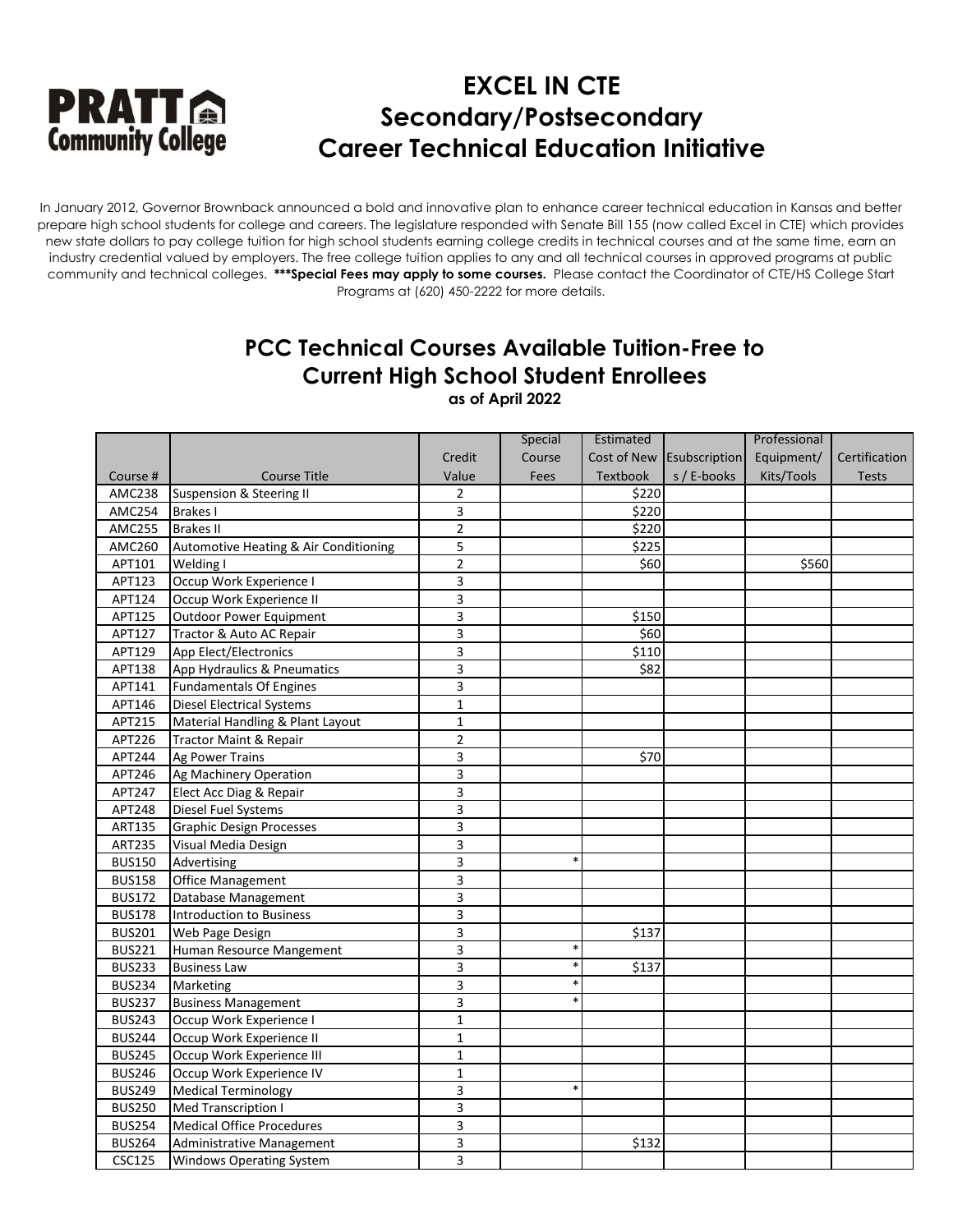**PRATT Community College**

# EXCEL IN CTE
# Secondary/Postsecondary
# Career Technical Education Initiative

In January 2012, Governor Brownback announced a bold and innovative plan to enhance career technical education in Kansas and better prepare high school students for college and careers. The legislature responded with Senate Bill 155 (now called Excel in CTE) which provides new state dollars to pay college tuition for high school students earning college credits in technical courses and at the same time, earn an industry credential valued by employers. The free college tuition applies to any and all technical courses in approved programs at public community and technical colleges. **\*\*\*Special Fees may apply to some courses.** Please contact the Coordinator of CTE/HS College Start Programs at (620) 450-2222 for more details.

## PCC Technical Courses Available Tuition-Free to Current High School Student Enrollees

**as of April 2022**

| Course # | Course Title | Credit Value | Special Course Fees | Estimated Cost of New Textbook | Esubscriptions / E-books | Professional Equipment/ Kits/Tools | Certification Tests |
|---|---|---|---|---|---|---|---|
| AMC238 | Suspension & Steering II | 2 | | $220 | | | |
| AMC254 | Brakes I | 3 | | $220 | | | |
| AMC255 | Brakes II | 2 | | $220 | | | |
| AMC260 | Automotive Heating & Air Conditioning | 5 | | $225 | | | |
| APT101 | Welding I | 2 | | $60 | | $560 | |
| APT123 | Occup Work Experience I | 3 | | | | | |
| APT124 | Occup Work Experience II | 3 | | | | | |
| APT125 | Outdoor Power Equipment | 3 | | $150 | | | |
| APT127 | Tractor & Auto AC Repair | 3 | | $60 | | | |
| APT129 | App Elect/Electronics | 3 | | $110 | | | |
| APT138 | App Hydraulics & Pneumatics | 3 | | $82 | | | |
| APT141 | Fundamentals Of Engines | 3 | | | | | |
| APT146 | Diesel Electrical Systems | 1 | | | | | |
| APT215 | Material Handling & Plant Layout | 1 | | | | | |
| APT226 | Tractor Maint & Repair | 2 | | | | | |
| APT244 | Ag Power Trains | 3 | | $70 | | | |
| APT246 | Ag Machinery Operation | 3 | | | | | |
| APT247 | Elect Acc Diag & Repair | 3 | | | | | |
| APT248 | Diesel Fuel Systems | 3 | | | | | |
| ART135 | Graphic Design Processes | 3 | | | | | |
| ART235 | Visual Media Design | 3 | | | | | |
| BUS150 | Advertising | 3 | * | | | | |
| BUS158 | Office Management | 3 | | | | | |
| BUS172 | Database Management | 3 | | | | | |
| BUS178 | Introduction to Business | 3 | | | | | |
| BUS201 | Web Page Design | 3 | | $137 | | | |
| BUS221 | Human Resource Mangement | 3 | * | | | | |
| BUS233 | Business Law | 3 | * | $137 | | | |
| BUS234 | Marketing | 3 | * | | | | |
| BUS237 | Business Management | 3 | * | | | | |
| BUS243 | Occup Work Experience I | 1 | | | | | |
| BUS244 | Occup Work Experience II | 1 | | | | | |
| BUS245 | Occup Work Experience III | 1 | | | | | |
| BUS246 | Occup Work Experience IV | 1 | | | | | |
| BUS249 | Medical Terminology | 3 | * | | | | |
| BUS250 | Med Transcription I | 3 | | | | | |
| BUS254 | Medical Office Procedures | 3 | | | | | |
| BUS264 | Administrative Management | 3 | | $132 | | | |
| CSC125 | Windows Operating System | 3 | | | | | |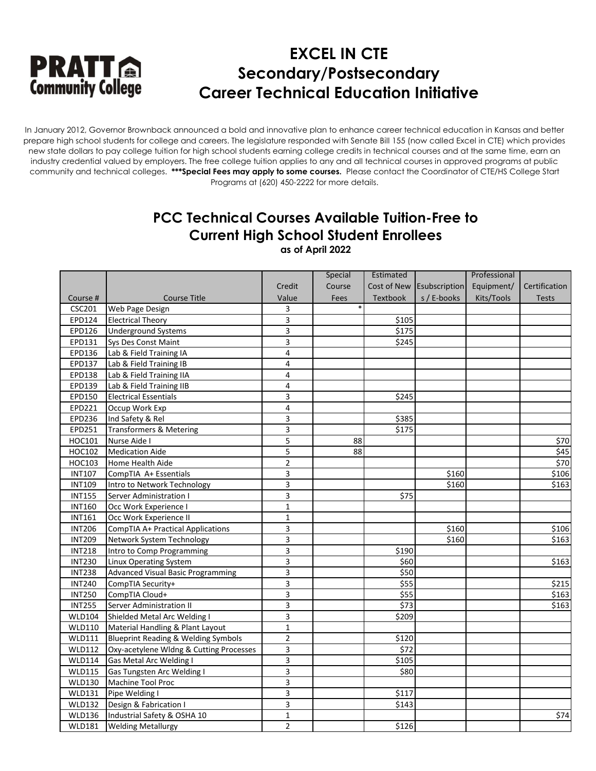**PRATT Community College**

# EXCEL IN CTE
# Secondary/Postsecondary
# Career Technical Education Initiative

In January 2012, Governor Brownback announced a bold and innovative plan to enhance career technical education in Kansas and better prepare high school students for college and careers. The legislature responded with Senate Bill 155 (now called Excel in CTE) which provides new state dollars to pay college tuition for high school students earning college credits in technical courses and at the same time, earn an industry credential valued by employers. The free college tuition applies to any and all technical courses in approved programs at public community and technical colleges. **\*\*\*Special Fees may apply to some courses.** Please contact the Coordinator of CTE/HS College Start Programs at (620) 450-2222 for more details.

## PCC Technical Courses Available Tuition-Free to Current High School Student Enrollees

**as of April 2022**

| Course # | Course Title | Credit Value | Special Course Fees | Estimated Cost of New Textbook | Esubscriptions / E-books | Professional Equipment/ Kits/Tools | Certification Tests |
|---|---|---|---|---|---|---|---|
| CSC201 | Web Page Design | 3 | * | | | | |
| EPD124 | Electrical Theory | 3 | | $105 | | | |
| EPD126 | Underground Systems | 3 | | $175 | | | |
| EPD131 | Sys Des Const Maint | 3 | | $245 | | | |
| EPD136 | Lab & Field Training IA | 4 | | | | | |
| EPD137 | Lab & Field Training IB | 4 | | | | | |
| EPD138 | Lab & Field Training IIA | 4 | | | | | |
| EPD139 | Lab & Field Training IIB | 4 | | | | | |
| EPD150 | Electrical Essentials | 3 | | $245 | | | |
| EPD221 | Occup Work Exp | 4 | | | | | |
| EPD236 | Ind Safety & Rel | 3 | | $385 | | | |
| EPD251 | Transformers & Metering | 3 | | $175 | | | |
| HOC101 | Nurse Aide I | 5 | 88 | | | | $70 |
| HOC102 | Medication Aide | 5 | 88 | | | | $45 |
| HOC103 | Home Health Aide | 2 | | | | | $70 |
| INT107 | CompTIA A+ Essentials | 3 | | | $160 | | $106 |
| INT109 | Intro to Network Technology | 3 | | | $160 | | $163 |
| INT155 | Server Administration I | 3 | | $75 | | | |
| INT160 | Occ Work Experience I | 1 | | | | | |
| INT161 | Occ Work Experience II | 1 | | | | | |
| INT206 | CompTIA A+ Practical Applications | 3 | | | $160 | | $106 |
| INT209 | Network System Technology | 3 | | | $160 | | $163 |
| INT218 | Intro to Comp Programming | 3 | | $190 | | | |
| INT230 | Linux Operating System | 3 | | $60 | | | $163 |
| INT238 | Advanced Visual Basic Programming | 3 | | $50 | | | |
| INT240 | CompTIA Security+ | 3 | | $55 | | | $215 |
| INT250 | CompTIA Cloud+ | 3 | | $55 | | | $163 |
| INT255 | Server Administration II | 3 | | $73 | | | $163 |
| WLD104 | Shielded Metal Arc Welding I | 3 | | $209 | | | |
| WLD110 | Material Handling & Plant Layout | 1 | | | | | |
| WLD111 | Blueprint Reading & Welding Symbols | 2 | | $120 | | | |
| WLD112 | Oxy-acetylene Wldng & Cutting Processes | 3 | | $72 | | | |
| WLD114 | Gas Metal Arc Welding I | 3 | | $105 | | | |
| WLD115 | Gas Tungsten Arc Welding I | 3 | | $80 | | | |
| WLD130 | Machine Tool Proc | 3 | | | | | |
| WLD131 | Pipe Welding I | 3 | | $117 | | | |
| WLD132 | Design & Fabrication I | 3 | | $143 | | | |
| WLD136 | Industrial Safety & OSHA 10 | 1 | | | | | $74 |
| WLD181 | Welding Metallurgy | 2 | | $126 | | | |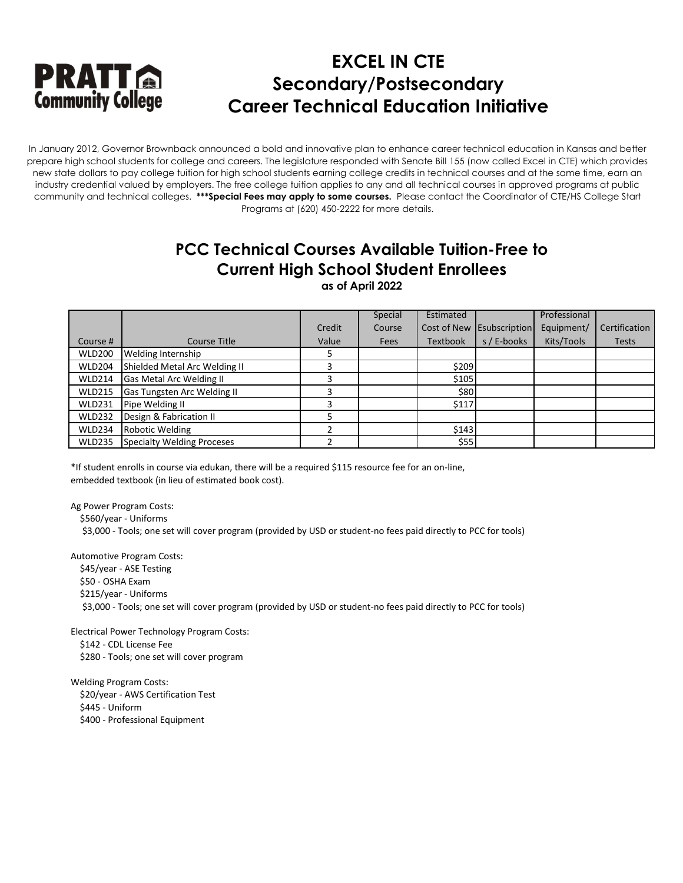**PRATT Community College**

# EXCEL IN CTE
# Secondary/Postsecondary
# Career Technical Education Initiative

In January 2012, Governor Brownback announced a bold and innovative plan to enhance career technical education in Kansas and better prepare high school students for college and careers. The legislature responded with Senate Bill 155 (now called Excel in CTE) which provides new state dollars to pay college tuition for high school students earning college credits in technical courses and at the same time, earn an industry credential valued by employers. The free college tuition applies to any and all technical courses in approved programs at public community and technical colleges. ***Special Fees may apply to some courses.*** Please contact the Coordinator of CTE/HS College Start Programs at (620) 450-2222 for more details.

## PCC Technical Courses Available Tuition-Free to Current High School Student Enrollees

**as of April 2022**

| Course # | Course Title | Credit Value | Special Course Fees | Estimated Cost of New Textbook | Esubscriptions / E-books | Professional Equipment/ Kits/Tools | Certification Tests |
|---|---|---|---|---|---|---|---|
| WLD200 | Welding Internship | 5 | | | | | |
| WLD204 | Shielded Metal Arc Welding II | 3 | | $209 | | | |
| WLD214 | Gas Metal Arc Welding II | 3 | | $105 | | | |
| WLD215 | Gas Tungsten Arc Welding II | 3 | | $80 | | | |
| WLD231 | Pipe Welding II | 3 | | $117 | | | |
| WLD232 | Design & Fabrication II | 5 | | | | | |
| WLD234 | Robotic Welding | 2 | | $143 | | | |
| WLD235 | Specialty Welding Proceses | 2 | | $55 | | | |

*If student enrolls in course via edukan, there will be a required $115 resource fee for an on-line, embedded textbook (in lieu of estimated book cost).

Ag Power Program Costs:
- $560/year - Uniforms
- $3,000 - Tools; one set will cover program (provided by USD or student-no fees paid directly to PCC for tools)

Automotive Program Costs:
- $45/year - ASE Testing
- $50 - OSHA Exam
- $215/year - Uniforms
- $3,000 - Tools; one set will cover program (provided by USD or student-no fees paid directly to PCC for tools)

Electrical Power Technology Program Costs:
- $142 - CDL License Fee
- $280 - Tools; one set will cover program

Welding Program Costs:
- $20/year - AWS Certification Test
- $445 - Uniform
- $400 - Professional Equipment